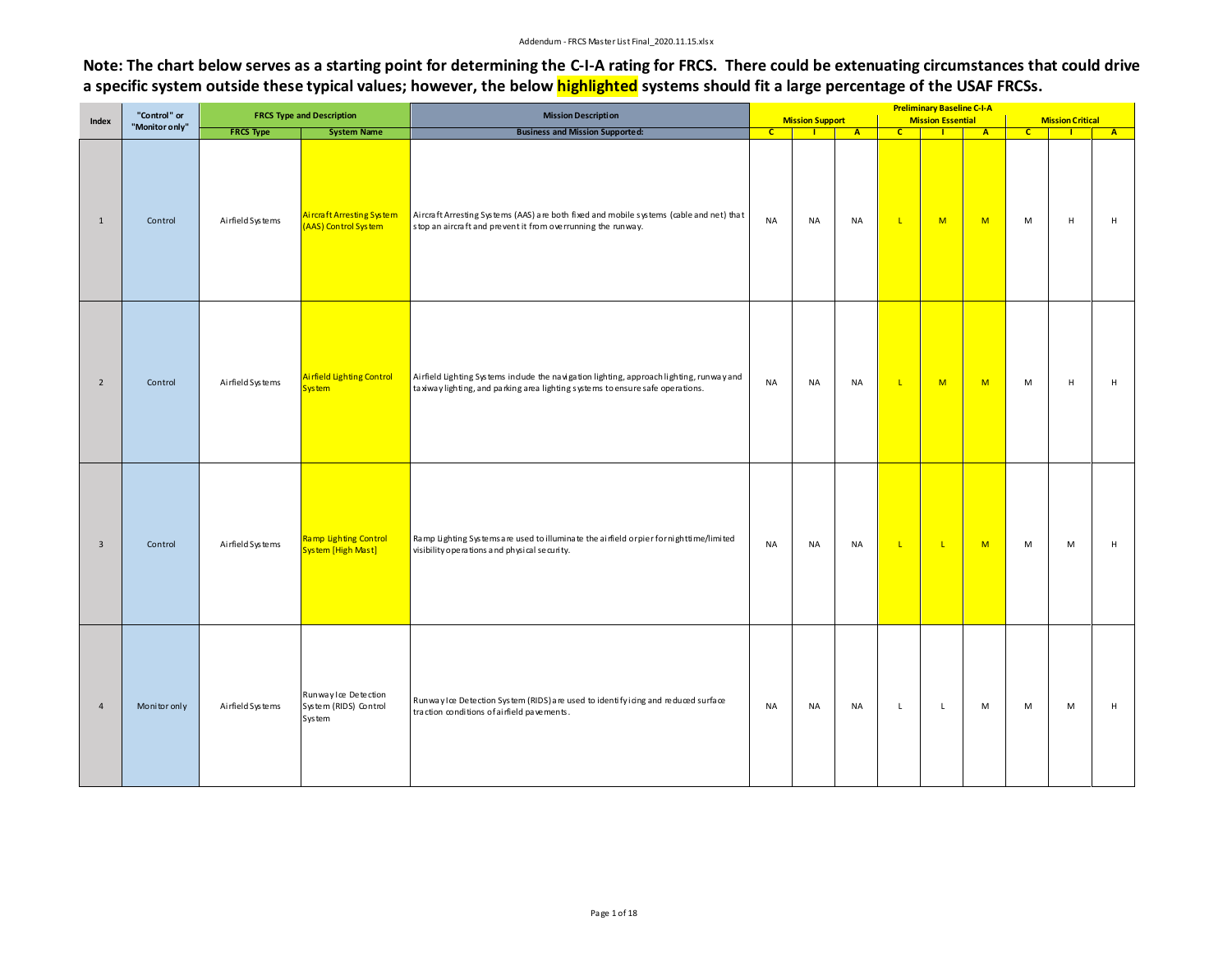**Note: The chart below serves as a starting point for determining the C-I-A rating for FRCS. There could be extenuating circumstances that could drive a specific system outside these typical values; however, the below highlighted systems should fit a large percentage of the USAF FRCSs.**

| Index | "Control" or "Monitor only" | FRCS Type and Description | | Mission Description | Preliminary Baseline C-I-A | | | | | | | | |
|---|---|---|---|---|---|---|---|---|---|---|---|---|---|
| | | | | | Mission Support | | | Mission Essential | | | Mission Critical | | |
| | | FRCS Type | System Name | Business and Mission Supported: | C | I | A | C | I | A | C | I | A |
| 1 | Control | Airfield Systems | Aircraft Arresting System (AAS) Control System | Aircraft Arresting Systems (AAS) are both fixed and mobile systems (cable and net) that stop an aircraft and prevent it from overrunning the runway. | NA | NA | NA | L | M | M | M | H | H |
| 2 | Control | Airfield Systems | Airfield Lighting Control System | Airfield Lighting Systems include the navigation lighting, approach lighting, runway and taxiway lighting, and parking area lighting systems to ensure safe operations. | NA | NA | NA | L | M | M | M | H | H |
| 3 | Control | Airfield Systems | Ramp Lighting Control System [High Mast] | Ramp Lighting Systems are used to illuminate the airfield or pier for nighttime/limited visibility operations and physical security. | NA | NA | NA | L | L | M | M | M | H |
| 4 | Monitor only | Airfield Systems | Runway Ice Detection System (RIDS) Control System | Runway Ice Detection System (RIDS) are used to identify icing and reduced surface traction conditions of airfield pavements. | NA | NA | NA | L | L | M | M | M | H |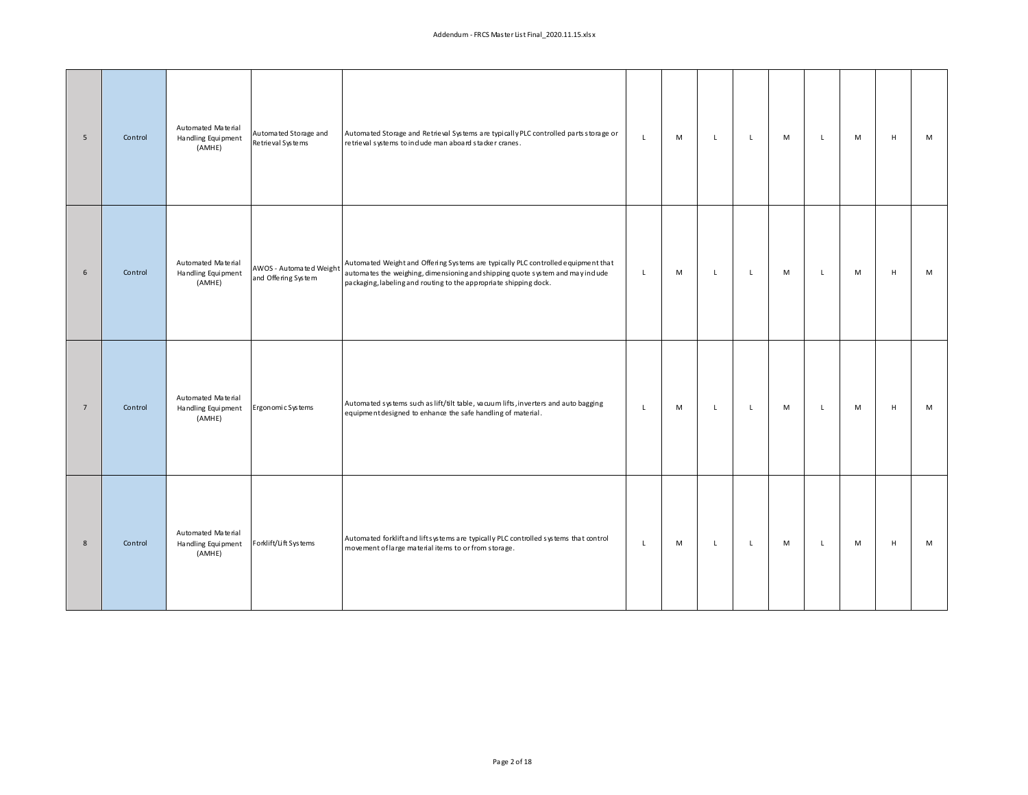| | | | | | | | | | | | | | |
|---|---|---|---|---|---|---|---|---|---|---|---|---|---|
| 5 | Control | Automated Material Handling Equipment (AMHE) | Automated Storage and Retrieval Systems | Automated Storage and Retrieval Systems are typically PLC controlled parts storage or retrieval systems to include man aboard stacker cranes. | L | M | L | L | M | L | M | H | M |
| 6 | Control | Automated Material Handling Equipment (AMHE) | AWOS - Automated Weight and Offering System | Automated Weight and Offering Systems are typically PLC controlled equipment that automates the weighing, dimensioning and shipping quote system and may include packaging, labeling and routing to the appropriate shipping dock. | L | M | L | L | M | L | M | H | M |
| 7 | Control | Automated Material Handling Equipment (AMHE) | Ergonomic Systems | Automated systems such as lift/tilt table, vacuum lifts, inverters and auto bagging equipment designed to enhance the safe handling of material. | L | M | L | L | M | L | M | H | M |
| 8 | Control | Automated Material Handling Equipment (AMHE) | Forklift/Lift Systems | Automated forklift and lift systems are typically PLC controlled systems that control movement of large material items to or from storage. | L | M | L | L | M | L | M | H | M |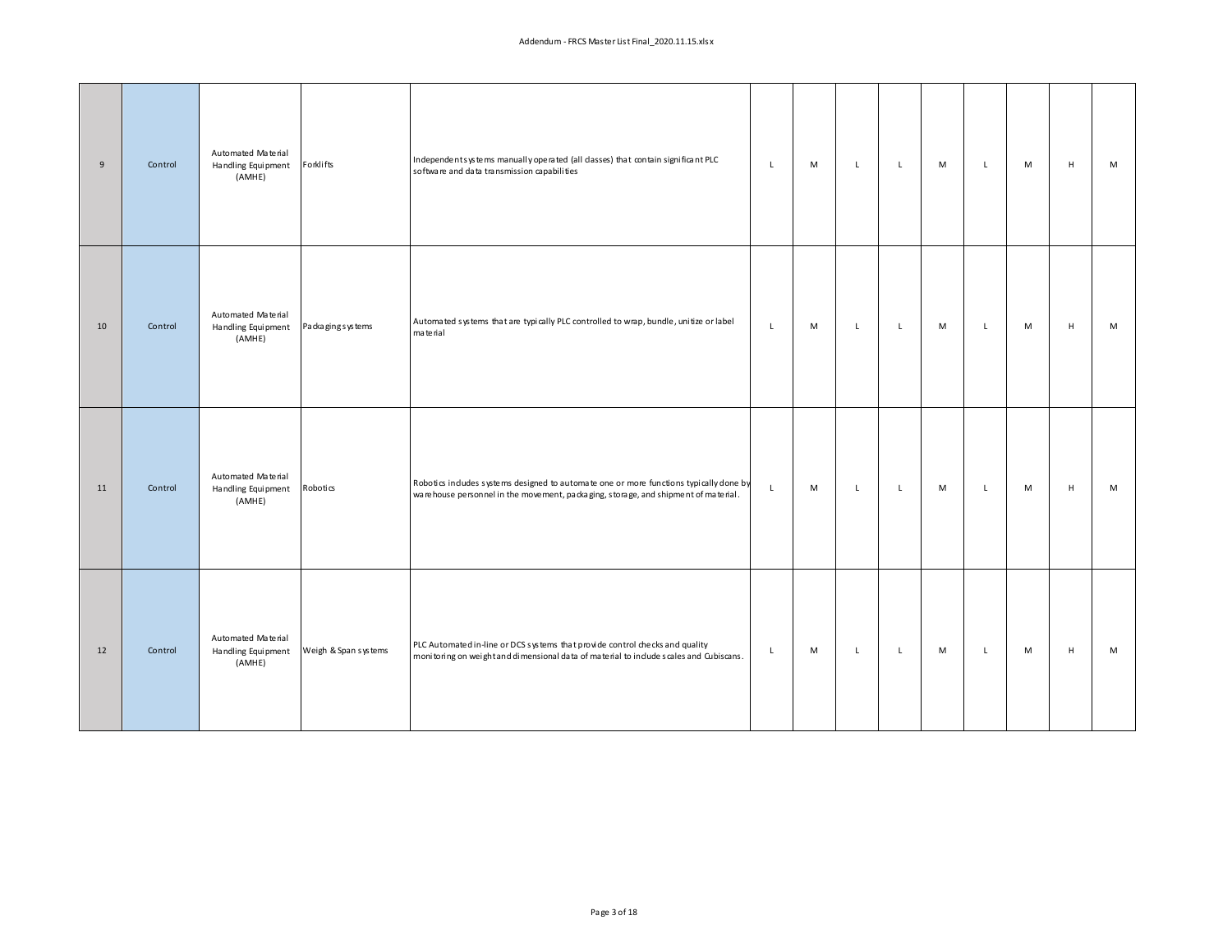| | | | | | | | | | | | | | |
|---|---|---|---|---|---|---|---|---|---|---|---|---|---|
| 9 | Control | Automated Material Handling Equipment (AMHE) | Forklifts | Independent systems manually operated (all classes) that contain significant PLC software and data transmission capabilities | L | M | L | L | M | L | M | H | M |
| 10 | Control | Automated Material Handling Equipment (AMHE) | Packaging systems | Automated systems that are typically PLC controlled to wrap, bundle, unitize or label material | L | M | L | L | M | L | M | H | M |
| 11 | Control | Automated Material Handling Equipment (AMHE) | Robotics | Robotics includes systems designed to automate one or more functions typically done by warehouse personnel in the movement, packaging, storage, and shipment of material. | L | M | L | L | M | L | M | H | M |
| 12 | Control | Automated Material Handling Equipment (AMHE) | Weigh & Span systems | PLC Automated in-line or DCS systems that provide control checks and quality monitoring on weight and dimensional data of material to include scales and Cubiscans. | L | M | L | L | M | L | M | H | M |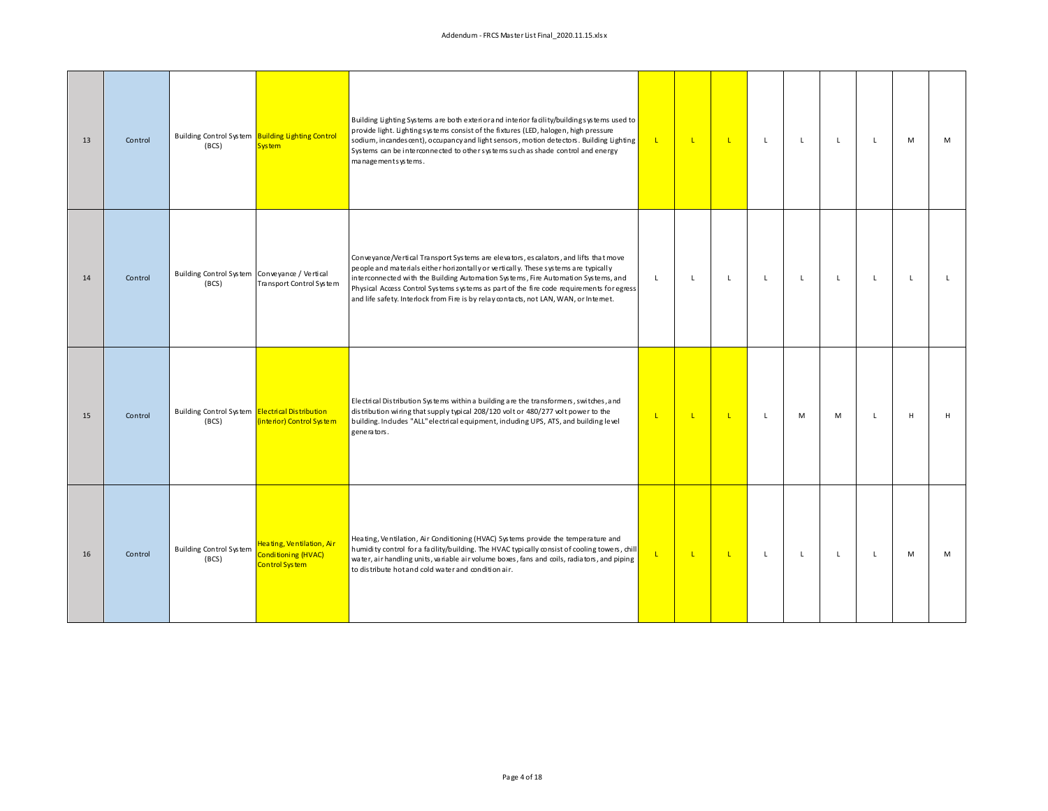| 13 | Control | Building Control System (BCS) | Building Lighting Control System | Building Lighting Systems are both exterior and interior facility/building systems used to provide light. Lighting systems consist of the fixtures (LED, halogen, high pressure sodium, incandescent), occupancy and light sensors, motion detectors. Building Lighting Systems can be interconnected to other systems such as shade control and energy management systems. | L | L | L | L | L | L | L | M | M |
|---|---|---|---|---|---|---|---|---|---|---|---|---|---|
| 14 | Control | Building Control System (BCS) | Conveyance / Vertical Transport Control System | Conveyance/Vertical Transport Systems are elevators, escalators, and lifts that move people and materials either horizontally or vertically. These systems are typically interconnected with the Building Automation Systems, Fire Automation Systems, and Physical Access Control Systems systems as part of the fire code requirements for egress and life safety. Interlock from Fire is by relay contacts, not LAN, WAN, or Internet. | L | L | L | L | L | L | L | L | L |
| 15 | Control | Building Control System (BCS) | Electrical Distribution (interior) Control System | Electrical Distribution Systems within a building are the transformers, switches, and distribution wiring that supply typical 208/120 volt or 480/277 volt power to the building. Includes "ALL" electrical equipment, including UPS, ATS, and building level generators. | L | L | L | L | M | M | L | H | H |
| 16 | Control | Building Control System (BCS) | Heating, Ventilation, Air Conditioning (HVAC) Control System | Heating, Ventilation, Air Conditioning (HVAC) Systems provide the temperature and humidity control for a facility/building. The HVAC typically consist of cooling towers, chill water, air handling units, variable air volume boxes, fans and coils, radiators, and piping to distribute hot and cold water and condition air. | L | L | L | L | L | L | L | M | M |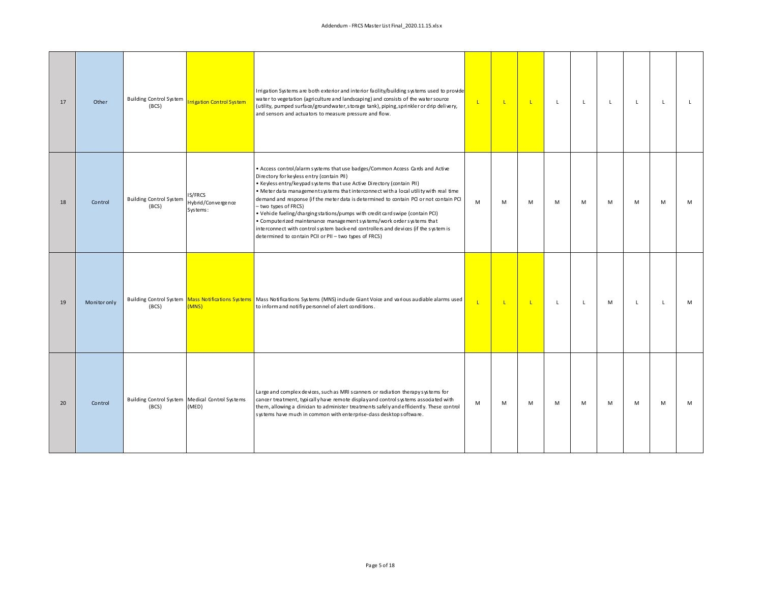| | | | | | | | | | | | | | | |
|---|---|---|---|---|---|---|---|---|---|---|---|---|---|---|
| 17 | Other | Building Control System (BCS) | Irrigation Control System | Irrigation Systems are both exterior and interior facility/building systems used to provide water to vegetation (agriculture and landscaping) and consists of the water source (utility, pumped surface/groundwater, storage tank), piping, sprinkler or drip delivery, and sensors and actuators to measure pressure and flow. | L | L | L | L | L | L | L | L | L |
| 18 | Control | Building Control System (BCS) | IS/FRCS Hybrid/Convergence Systems: | • Access control/alarm systems that use badges/Common Access Cards and Active Directory for keyless entry (contain PII)<br>• Keyless entry/keypad systems that use Active Directory (contain PII)<br>• Meter data management systems that interconnect with a local utility with real time demand and response (if the meter data is determined to contain PCI or not contain PCI – two types of FRCS)<br>• Vehicle fueling/charging stations/pumps with credit card swipe (contain PCI)<br>• Computerized maintenance management systems/work order systems that interconnect with control system back-end controllers and devices (if the system is determined to contain PCII or PII – two types of FRCS) | M | M | M | M | M | M | M | M | M |
| 19 | Monitor only | Building Control System (BCS) | Mass Notifications Systems (MNS) | Mass Notifications Systems (MNS) include Giant Voice and various audiable alarms used to inform and notifiy personnel of alert conditions. | L | L | L | L | L | M | L | L | M |
| 20 | Control | Building Control System (BCS) | Medical Control Systems (MED) | Large and complex devices, such as MRI scanners or radiation therapy systems for cancer treatment, typically have remote display and control systems associated with them, allowing a clinician to administer treatments safely and efficiently. These control systems have much in common with enterprise-class desktop software. | M | M | M | M | M | M | M | M | M |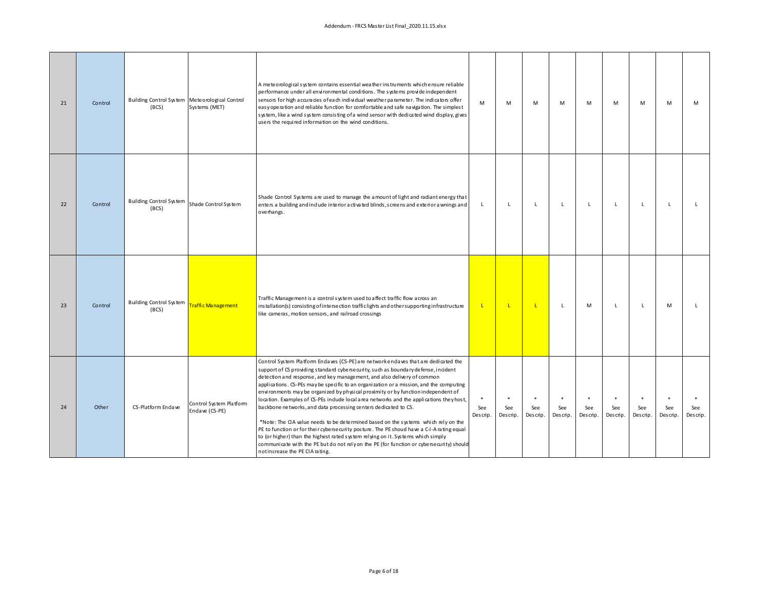| 21 | Control | Building Control System (BCS) | Meteorological Control Systems (MET) | A meteorological system contains essential weather instruments which ensure reliable performance under all environmental conditions. The systems provide independent sensors for high accuracies of each individual weather parameter. The indicators offer easy operation and reliable function for comfortable and safe navigation. The simplest system, like a wind system consisting of a wind sensor with dedicated wind display, gives users the required information on the wind conditions. | M | M | M | M | M | M | M | M | M |
|---|---|---|---|---|---|---|---|---|---|---|---|---|---|
| 22 | Control | Building Control System (BCS) | Shade Control System | Shade Control Systems are used to manage the amount of light and radiant energy that enters a building and include interior activated blinds, screens and exterior awnings and overhangs. | L | L | L | L | L | L | L | L | L |
| 23 | Control | Building Control System (BCS) | Traffic Management | Traffic Management is a control system used to affect traffic flow across an installation(s) consisting of intersection traffic lights and other supporting infrastructure like cameras, motion sensors, and railroad crossings | L | L | L | L | M | L | L | M | L |
| 24 | Other | CS-Platform Enclave | Control System Platform Enclave (CS-PE) | Control System Platform Enclaves (CS-PE) are network enclaves that are dedicated the support of CS providing standard cybersecurity, such as boundary defense, incident detection and response, and key management, and also delivery of common applications. CS-PEs may be specific to an organization or a mission, and the computing environments may be organized by physical proximity or by function independent of location. Examples of CS-PEs include local area networks and the applications they host, backbone networks, and data processing centers dedicated to CS.<br><br>*Note: The CIA value needs to be determined based on the systems which rely on the PE to function or for their cybersecurity posture. The PE shoud have a C-I-A rating equal to (or higher) than the highest rated system relying on it. Systems which simply communicate with the PE but do not rely on the PE (for function or cybersecurity) should not increase the PE CIA rating. | * See Descrip. | * See Descrip. | * See Descrip. | * See Descrip. | * See Descrip. | * See Descrip. | * See Descrip. | * See Descrip. | * See Descrip. |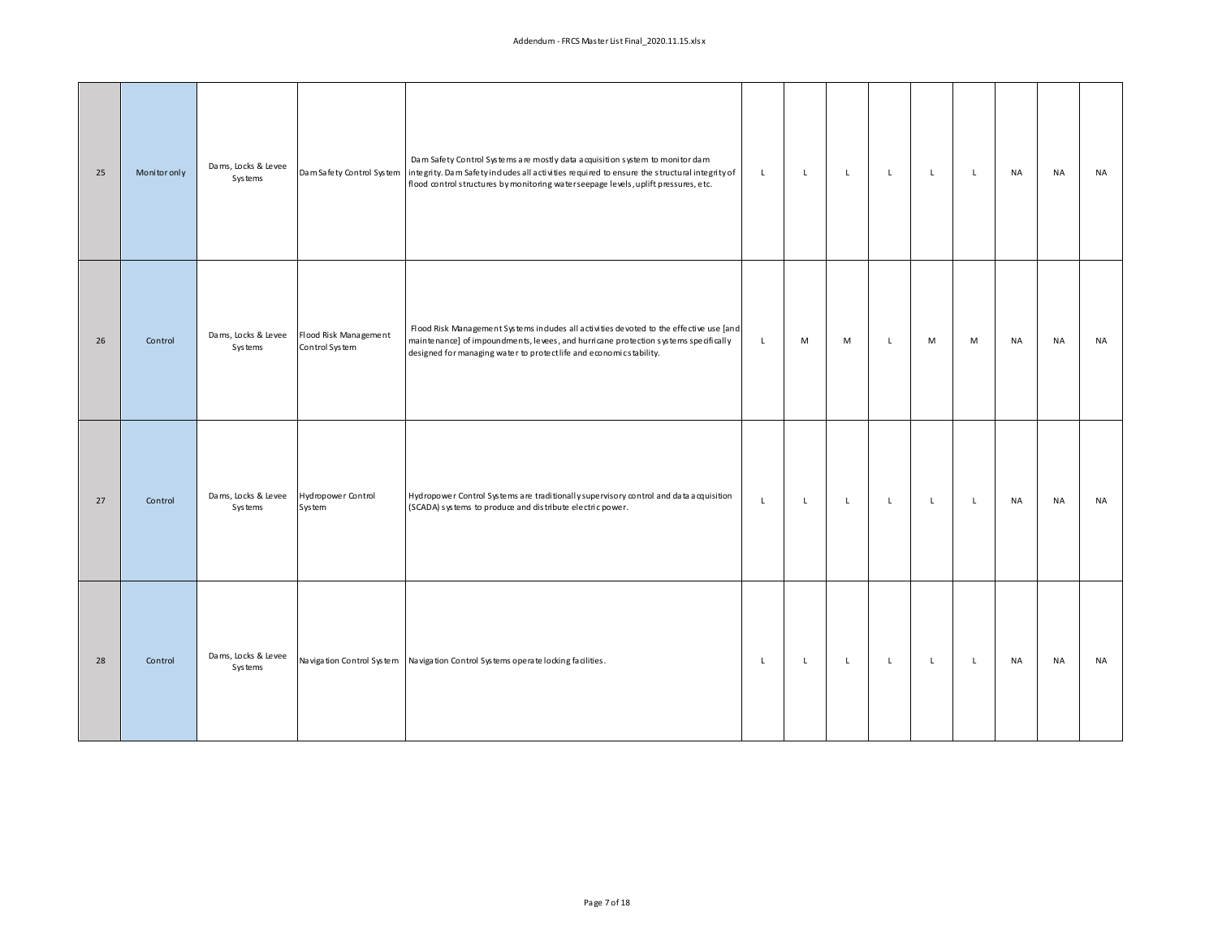| | | | | | | | | | | | | | |
|---|---|---|---|---|---|---|---|---|---|---|---|---|---|
| 25 | Monitor only | Dams, Locks & Levee Systems | Dam Safety Control System | Dam Safety Control Systems are mostly data acquisition system to monitor dam integrity. Dam Safety includes all activities required to ensure the structural integrity of flood control structures by monitoring water seepage levels, uplift pressures, etc. | L | L | L | L | L | L | NA | NA | NA |
| 26 | Control | Dams, Locks & Levee Systems | Flood Risk Management Control System | Flood Risk Management Systems includes all activities devoted to the effective use [and maintenance] of impoundments, levees, and hurricane protection systems specifically designed for managing water to protect life and economic stability. | L | M | M | L | M | M | NA | NA | NA |
| 27 | Control | Dams, Locks & Levee Systems | Hydropower Control System | Hydropower Control Systems are traditionally supervisory control and data acquisition (SCADA) systems to produce and distribute electric power. | L | L | L | L | L | L | NA | NA | NA |
| 28 | Control | Dams, Locks & Levee Systems | Navigation Control System | Navigation Control Systems operate locking facilities. | L | L | L | L | L | L | NA | NA | NA |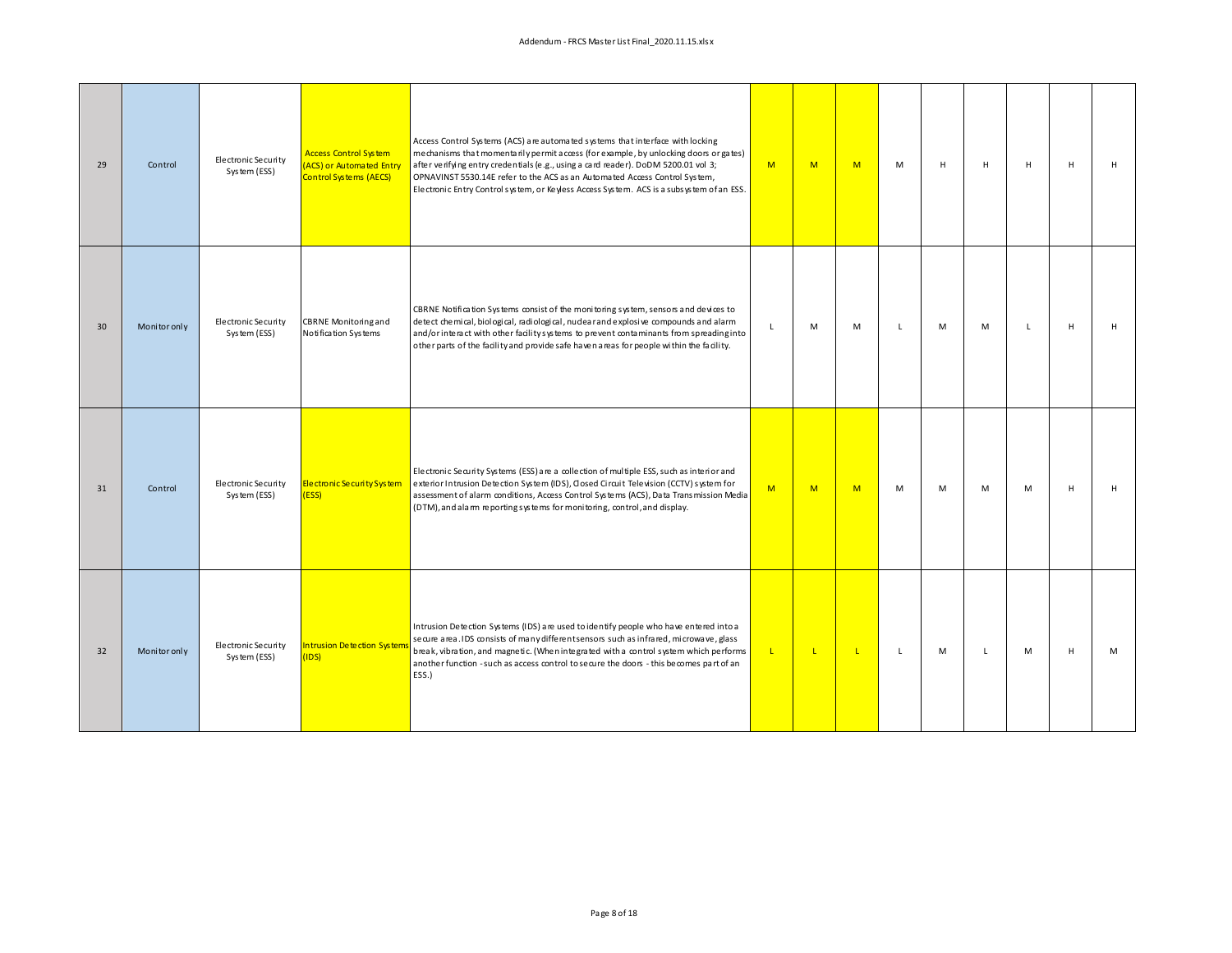| 29 | Control | Electronic Security System (ESS) | Access Control System (ACS) or Automated Entry Control Systems (AECS) | Access Control Systems (ACS) are automated systems that interface with locking mechanisms that momentarily permit access (for example, by unlocking doors or gates) after verifying entry credentials (e.g., using a card reader). DoDM 5200.01 vol 3; OPNAVINST 5530.14E refer to the ACS as an Automated Access Control System, Electronic Entry Control system, or Keyless Access System. ACS is a subsystem of an ESS. | M | M | M | M | H | H | H | H | H |
|---|---|---|---|---|---|---|---|---|---|---|---|---|---|
| 30 | Monitor only | Electronic Security System (ESS) | CBRNE Monitoring and Notification Systems | CBRNE Notification Systems consist of the monitoring system, sensors and devices to detect chemical, biological, radiological, nuclear and explosive compounds and alarm and/or interact with other facility systems to prevent contaminants from spreading into other parts of the facility and provide safe haven areas for people within the facility. | L | M | M | L | M | M | L | H | H |
| 31 | Control | Electronic Security System (ESS) | Electronic Security System (ESS) | Electronic Security Systems (ESS) are a collection of multiple ESS, such as interior and exterior Intrusion Detection System (IDS), Closed Circuit Television (CCTV) system for assessment of alarm conditions, Access Control Systems (ACS), Data Transmission Media (DTM), and alarm reporting systems for monitoring, control, and display. | M | M | M | M | M | M | M | H | H |
| 32 | Monitor only | Electronic Security System (ESS) | Intrusion Detection Systems (IDS) | Intrusion Detection Systems (IDS) are used to identify people who have entered into a secure area. IDS consists of many different sensors such as infrared, microwave, glass break, vibration, and magnetic. (When integrated with a control system which performs another function - such as access control to secure the doors - this becomes part of an ESS.) | L | L | L | L | M | L | M | H | M |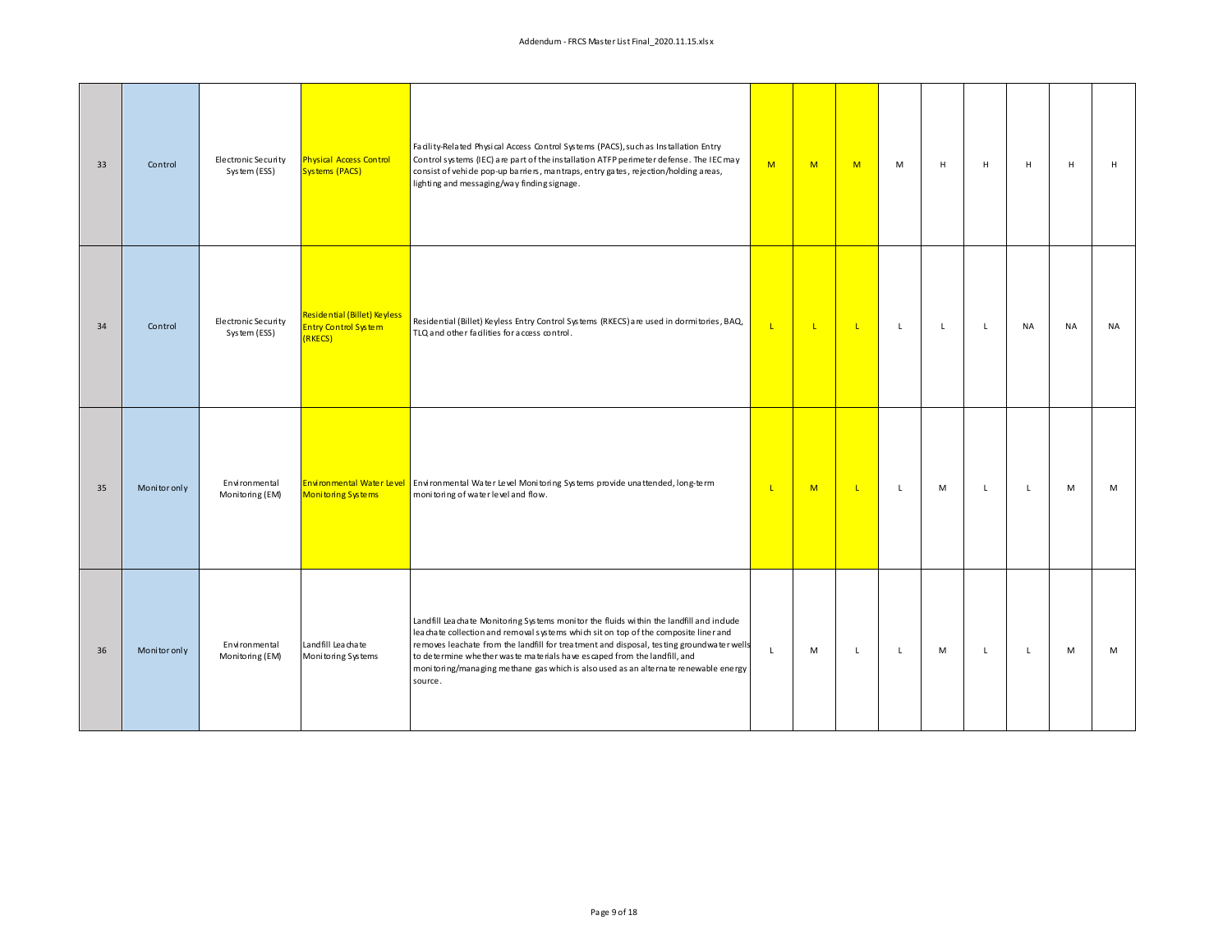| 33 | Control | Electronic Security System (ESS) | Physical Access Control Systems (PACS) | Facility-Related Physical Access Control Systems (PACS), such as Installation Entry Control systems (IEC) are part of the installation ATFP perimeter defense. The IEC may consist of vehicle pop-up barriers, mantraps, entry gates, rejection/holding areas, lighting and messaging/way finding signage. | M | M | M | M | H | H | H | H | H |
|---|---|---|---|---|---|---|---|---|---|---|---|---|---|
| 34 | Control | Electronic Security System (ESS) | Residential (Billet) Keyless Entry Control System (RKECS) | Residential (Billet) Keyless Entry Control Systems (RKECS) are used in dormitories, BAQ, TLQ and other facilities for access control. | L | L | L | L | L | L | NA | NA | NA |
| 35 | Monitor only | Environmental Monitoring (EM) | Environmental Water Level Monitoring Systems | Environmental Water Level Monitoring Systems provide unattended, long-term monitoring of water level and flow. | L | M | L | L | M | L | L | M | M |
| 36 | Monitor only | Environmental Monitoring (EM) | Landfill Leachate Monitoring Systems | Landfill Leachate Monitoring Systems monitor the fluids within the landfill and include leachate collection and removal systems which sit on top of the composite liner and removes leachate from the landfill for treatment and disposal, testing groundwater wells to determine whether waste materials have escaped from the landfill, and monitoring/managing methane gas which is also used as an alternate renewable energy source. | L | M | L | L | M | L | L | M | M |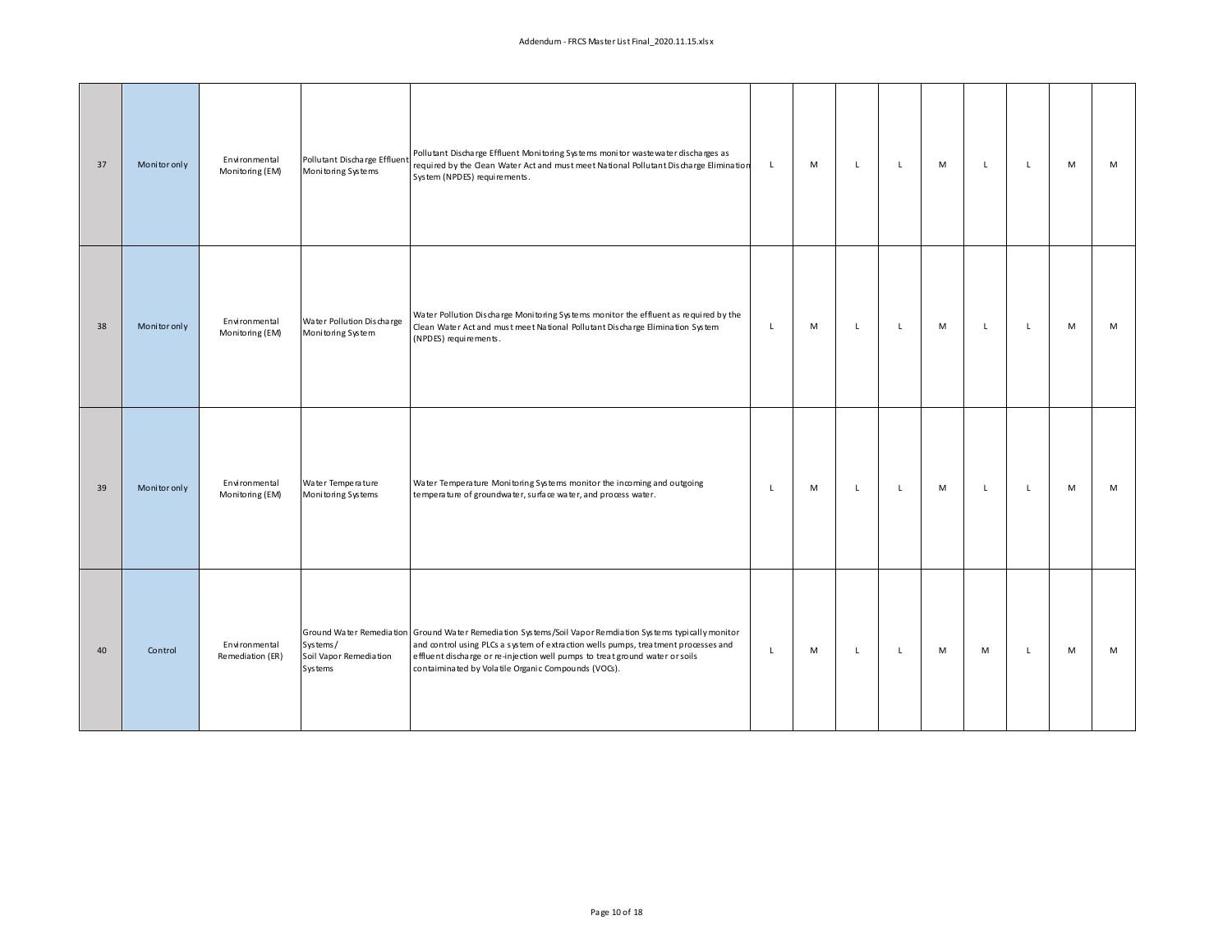| | | | | | | | | | | | | | |
|---|---|---|---|---|---|---|---|---|---|---|---|---|---|
| 37 | Monitor only | Environmental Monitoring (EM) | Pollutant Discharge Effluent Monitoring Systems | Pollutant Discharge Effluent Monitoring Systems monitor wastewater discharges as required by the Clean Water Act and must meet National Pollutant Discharge Elimination System (NPDES) requirements. | L | M | L | L | M | L | L | M | M |
| 38 | Monitor only | Environmental Monitoring (EM) | Water Pollution Discharge Monitoring System | Water Pollution Discharge Monitoring Systems monitor the effluent as required by the Clean Water Act and must meet National Pollutant Discharge Elimination System (NPDES) requirements. | L | M | L | L | M | L | L | M | M |
| 39 | Monitor only | Environmental Monitoring (EM) | Water Temperature Monitoring Systems | Water Temperature Monitoring Systems monitor the incoming and outgoing temperature of groundwater, surface water, and process water. | L | M | L | L | M | L | L | M | M |
| 40 | Control | Environmental Remediation (ER) | Ground Water Remediation Systems/ Soil Vapor Remediation Systems | Ground Water Remediation Systems/Soil Vapor Remdiation Systems typically monitor and control using PLCs a system of extraction wells pumps, treatment processes and effluent discharge or re-injection well pumps to treat ground water or soils contaiminated by Volatile Organic Compounds (VOCs). | L | M | L | L | M | M | L | M | M |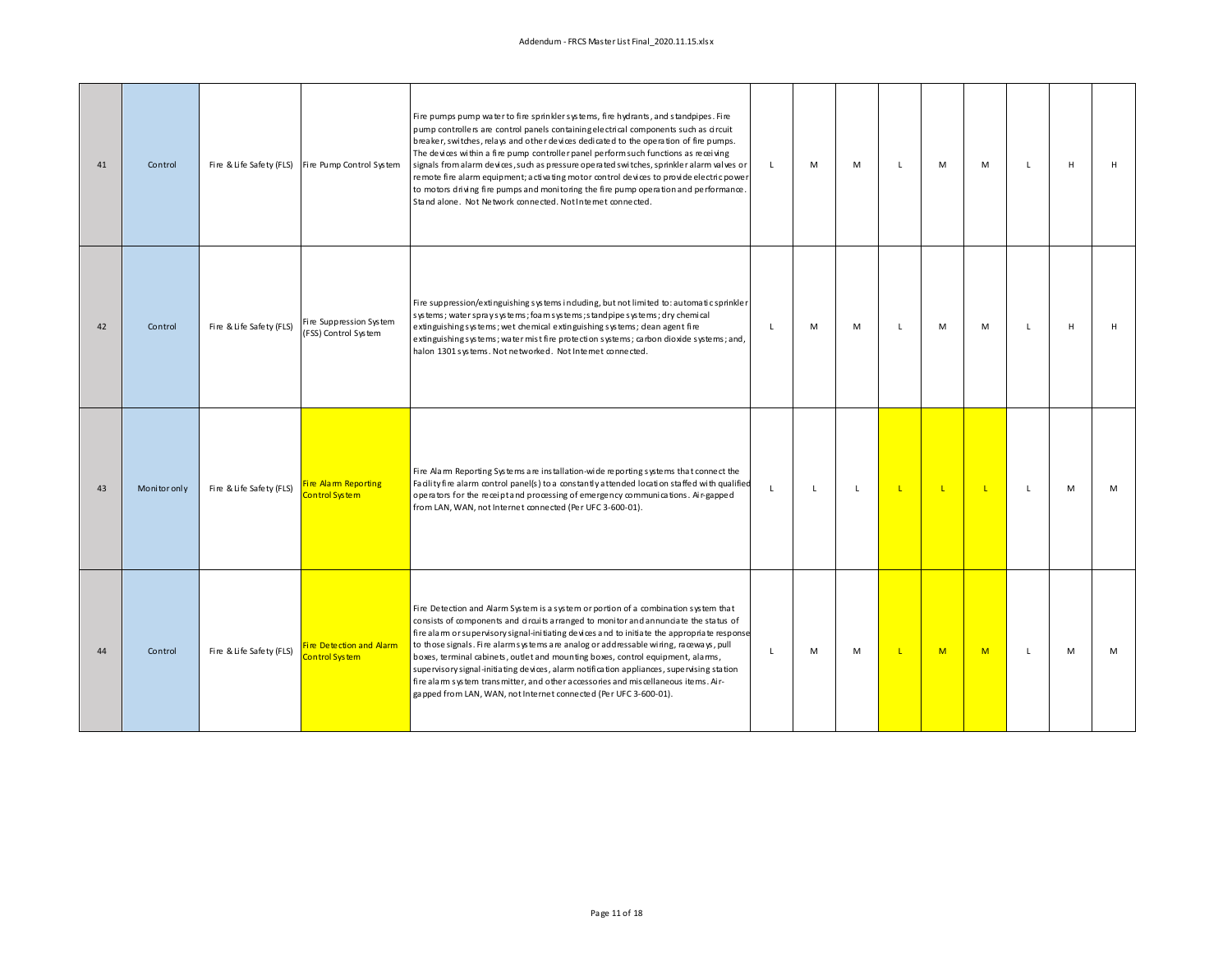| | | | | | | | | | | | | | | |
|---|---|---|---|---|---|---|---|---|---|---|---|---|---|---|
| 41 | Control | Fire & Life Safety (FLS) | Fire Pump Control System | Fire pumps pump water to fire sprinkler systems, fire hydrants, and standpipes. Fire pump controllers are control panels containing electrical components such as circuit breaker, switches, relays and other devices dedicated to the operation of fire pumps. The devices within a fire pump controller panel perform such functions as receiving signals from alarm devices, such as pressure operated switches, sprinkler alarm valves or remote fire alarm equipment; activating motor control devices to provide electric power to motors driving fire pumps and monitoring the fire pump operation and performance. Stand alone. Not Network connected. Not Internet connected. | L | M | M | L | M | M | L | H | H |
| 42 | Control | Fire & Life Safety (FLS) | Fire Suppression System (FSS) Control System | Fire suppression/extinguishing systems including, but not limited to: automatic sprinkler systems; water spray systems; foam systems; standpipe systems; dry chemical extinguishing systems; wet chemical extinguishing systems; clean agent fire extinguishing systems; water mist fire protection systems; carbon dioxide systems; and, halon 1301 systems. Not networked. Not Internet connected. | L | M | M | L | M | M | L | H | H |
| 43 | Monitor only | Fire & Life Safety (FLS) | Fire Alarm Reporting Control System | Fire Alarm Reporting Systems are installation-wide reporting systems that connect the Facility fire alarm control panel(s) to a constantly attended location staffed with qualified operators for the receipt and processing of emergency communications. Air-gapped from LAN, WAN, not Internet connected (Per UFC 3-600-01). | L | L | L | L | L | L | L | M | M |
| 44 | Control | Fire & Life Safety (FLS) | Fire Detection and Alarm Control System | Fire Detection and Alarm System is a system or portion of a combination system that consists of components and circuits arranged to monitor and annunciate the status of fire alarm or supervisory signal-initiating devices and to initiate the appropriate response to those signals. Fire alarm systems are analog or addressable wiring, raceways, pull boxes, terminal cabinets, outlet and mounting boxes, control equipment, alarms, supervisory signal-initiating devices, alarm notification appliances, supervising station fire alarm system transmitter, and other accessories and miscellaneous items. Air-gapped from LAN, WAN, not Internet connected (Per UFC 3-600-01). | L | M | M | L | M | M | L | M | M |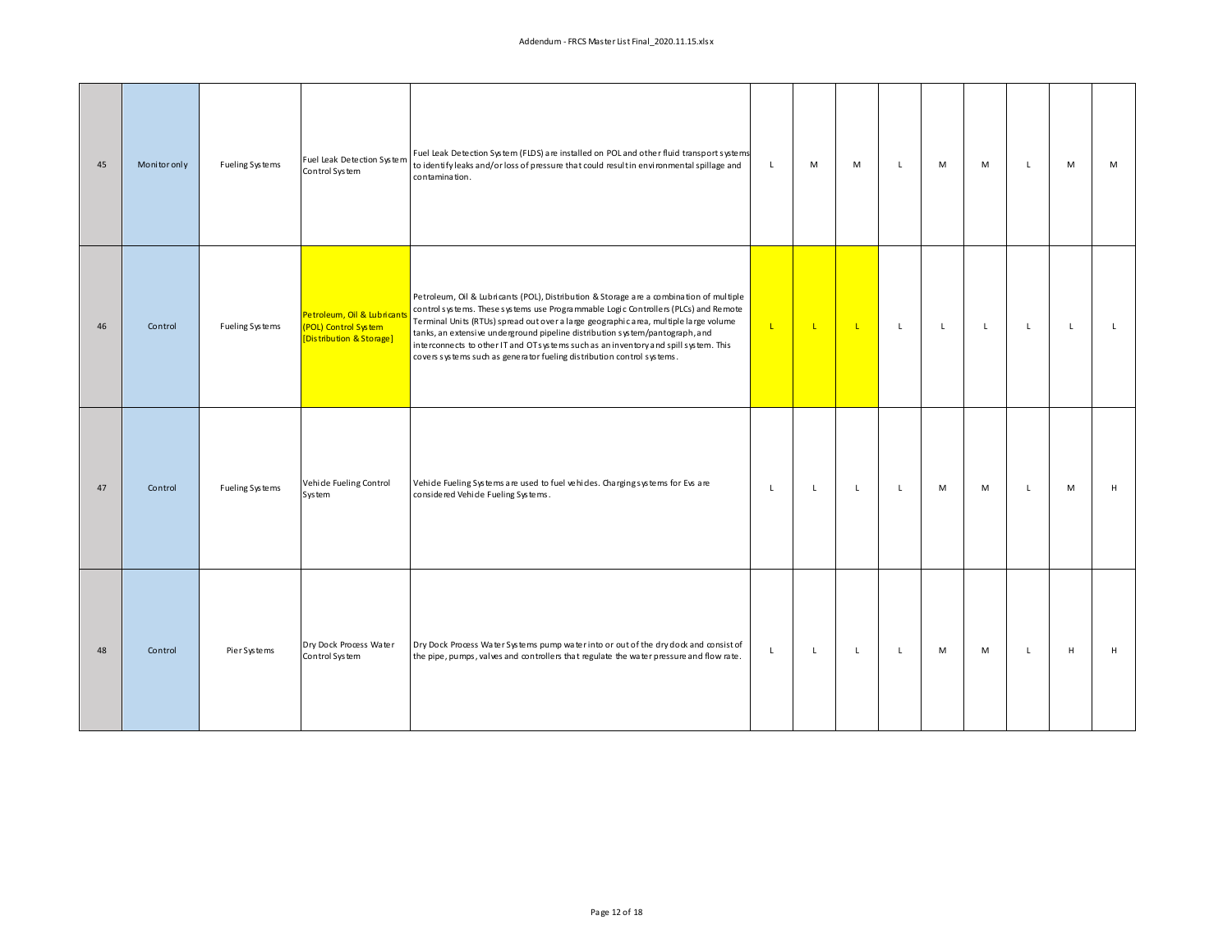| 45 | Monitor only | Fueling Systems | Fuel Leak Detection System Control System | Fuel Leak Detection System (FLDS) are installed on POL and other fluid transport systems to identify leaks and/or loss of pressure that could result in environmental spillage and contamination. | L | M | M | L | M | M | L | M | M |
|---|---|---|---|---|---|---|---|---|---|---|---|---|---|
| 46 | Control | Fueling Systems | Petroleum, Oil & Lubricants (POL) Control System [Distribution & Storage] | Petroleum, Oil & Lubricants (POL), Distribution & Storage are a combination of multiple control systems. These systems use Programmable Logic Controllers (PLCs) and Remote Terminal Units (RTUs) spread out over a large geographic area, multiple large volume tanks, an extensive underground pipeline distribution system/pantograph, and interconnects to other IT and OT systems such as an inventory and spill system. This covers systems such as generator fueling distribution control systems. | L | L | L | L | L | L | L | L | L |
| 47 | Control | Fueling Systems | Vehicle Fueling Control System | Vehicle Fueling Systems are used to fuel vehicles. Charging systems for Evs are considered Vehicle Fueling Systems. | L | L | L | L | M | M | L | M | H |
| 48 | Control | Pier Systems | Dry Dock Process Water Control System | Dry Dock Process Water Systems pump water into or out of the dry dock and consist of the pipe, pumps, valves and controllers that regulate the water pressure and flow rate. | L | L | L | L | M | M | L | H | H |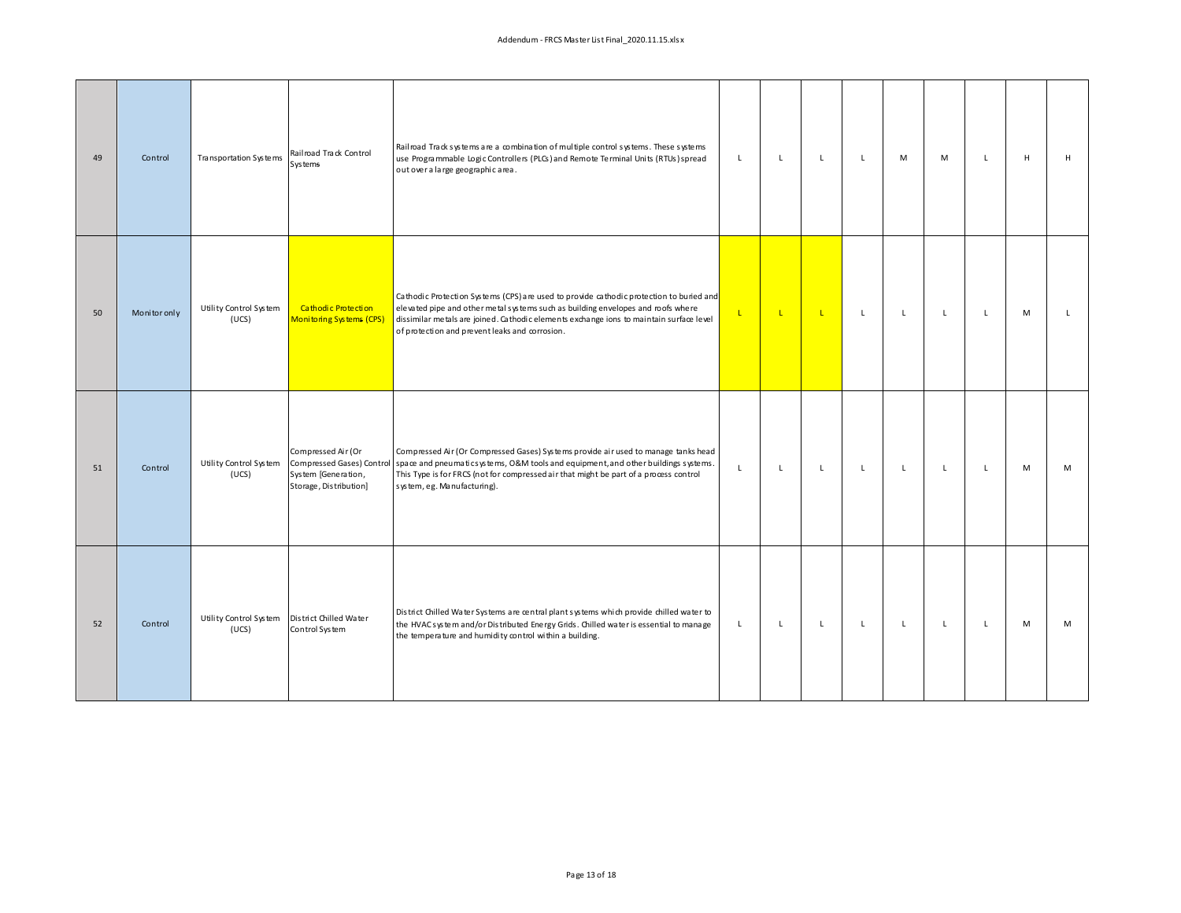| | | | | | | | | | | | | | |
|---|---|---|---|---|---|---|---|---|---|---|---|---|---|
| 49 | Control | Transportation Systems | Railroad Track Control Systems | Railroad Track systems are a combination of multiple control systems. These systems use Programmable Logic Controllers (PLCs) and Remote Terminal Units (RTUs) spread out over a large geographic area. | L | L | L | L | M | M | L | H | H |
| 50 | Monitor only | Utility Control System (UCS) | Cathodic Protection Monitoring Systems (CPS) | Cathodic Protection Systems (CPS) are used to provide cathodic protection to buried and elevated pipe and other metal systems such as building envelopes and roofs where dissimilar metals are joined. Cathodic elements exchange ions to maintain surface level of protection and prevent leaks and corrosion. | L | L | L | L | L | L | L | M | L |
| 51 | Control | Utility Control System (UCS) | Compressed Air (Or Compressed Gases) Control System [Generation, Storage, Distribution] | Compressed Air (Or Compressed Gases) Systems provide air used to manage tanks head space and pneumatic systems, O&M tools and equipment, and other buildings systems. This Type is for FRCS (not for compressed air that might be part of a process control system, eg. Manufacturing). | L | L | L | L | L | L | L | M | M |
| 52 | Control | Utility Control System (UCS) | District Chilled Water Control System | District Chilled Water Systems are central plant systems which provide chilled water to the HVAC system and/or Distributed Energy Grids. Chilled water is essential to manage the temperature and humidity control within a building. | L | L | L | L | L | L | L | M | M |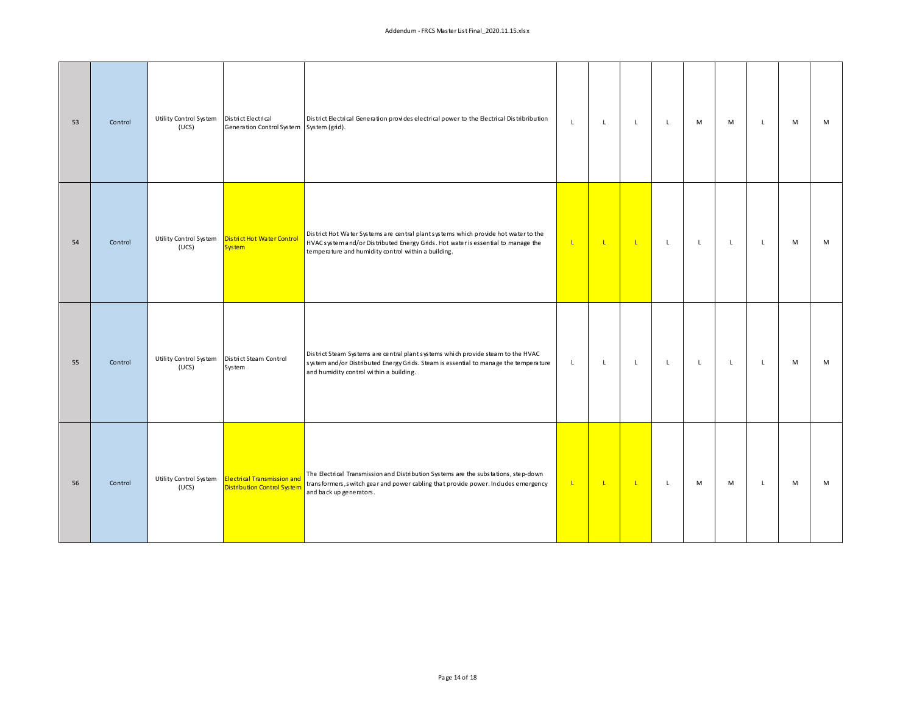| | | | | | | | | | | | | | |
|---|---|---|---|---|---|---|---|---|---|---|---|---|---|
| 53 | Control | Utility Control System (UCS) | District Electrical Generation Control System | District Electrical Generation provides electrical power to the Electrical Distribution System (grid). | L | L | L | L | M | M | L | M | M |
| 54 | Control | Utility Control System (UCS) | District Hot Water Control System | District Hot Water Systems are central plant systems which provide hot water to the HVAC system and/or Distributed Energy Grids. Hot water is essential to manage the temperature and humidity control within a building. | L | L | L | L | L | L | L | M | M |
| 55 | Control | Utility Control System (UCS) | District Steam Control System | District Steam Systems are central plant systems which provide steam to the HVAC system and/or Distributed Energy Grids. Steam is essential to manage the temperature and humidity control within a building. | L | L | L | L | L | L | L | M | M |
| 56 | Control | Utility Control System (UCS) | Electrical Transmission and Distribution Control System | The Electrical Transmission and Distribution Systems are the substations, step-down transformers, switch gear and power cabling that provide power. Includes emergency and back up generators. | L | L | L | L | M | M | L | M | M |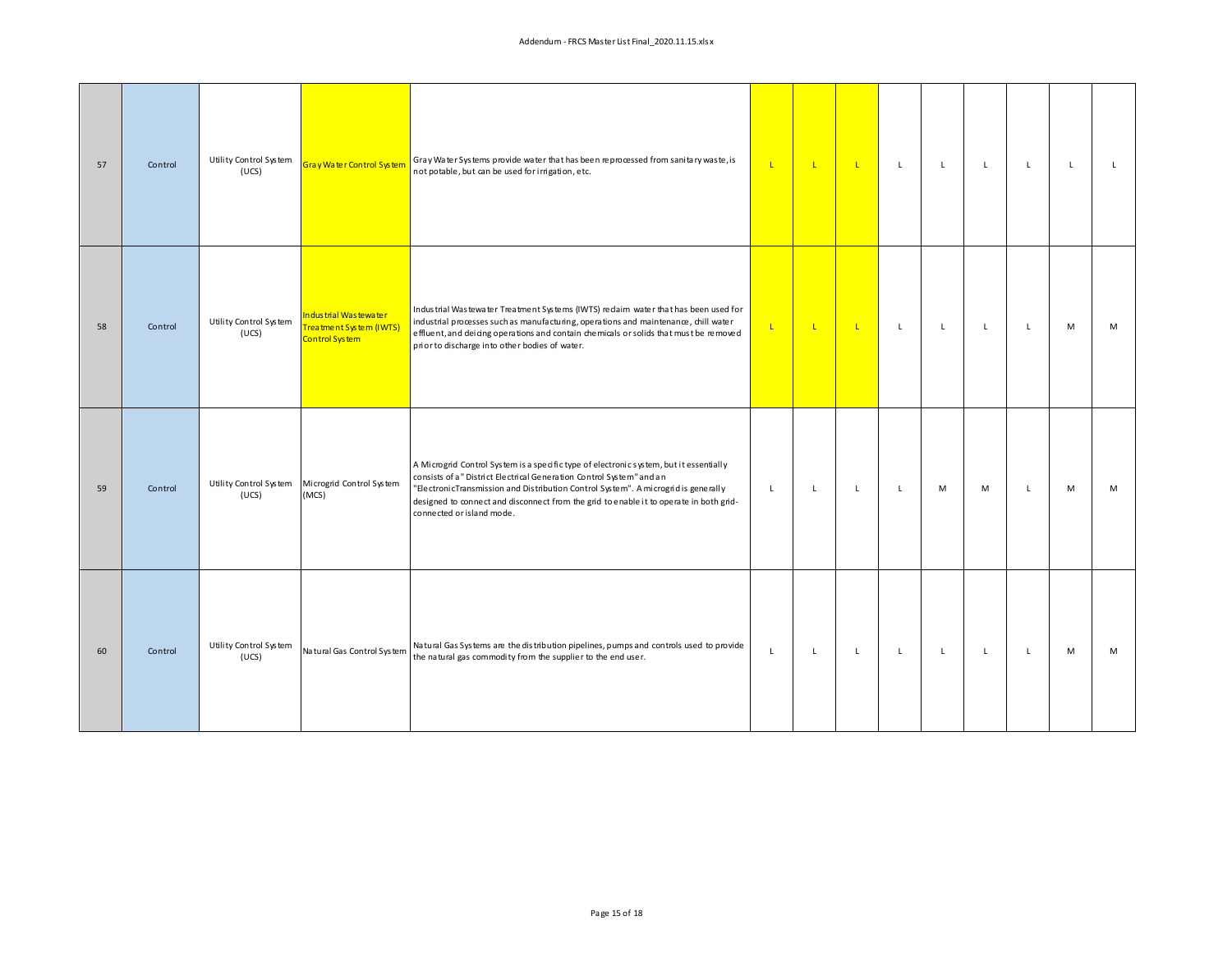| | | | | | | | | | | | | | |
|---|---|---|---|---|---|---|---|---|---|---|---|---|---|
| 57 | Control | Utility Control System (UCS) | Gray Water Control System | Gray Water Systems provide water that has been reprocessed from sanitary waste, is not potable, but can be used for irrigation, etc. | L | L | L | L | L | L | L | L | L |
| 58 | Control | Utility Control System (UCS) | Industrial Wastewater Treatment System (IWTS) Control System | Industrial Wastewater Treatment Systems (IWTS) reclaim water that has been used for industrial processes such as manufacturing, operations and maintenance, chill water effluent, and deicing operations and contain chemicals or solids that must be removed prior to discharge into other bodies of water. | L | L | L | L | L | L | L | M | M |
| 59 | Control | Utility Control System (UCS) | Microgrid Control System (MCS) | A Microgrid Control System is a specific type of electronic system, but it essentially consists of a "District Electrical Generation Control System" and an "ElectronicTransmission and Distribution Control System". A microgrid is generally designed to connect and disconnect from the grid to enable it to operate in both grid-connected or island mode. | L | L | L | L | M | M | L | M | M |
| 60 | Control | Utility Control System (UCS) | Natural Gas Control System | Natural Gas Systems are the distribution pipelines, pumps and controls used to provide the natural gas commodity from the supplier to the end user. | L | L | L | L | L | L | L | M | M |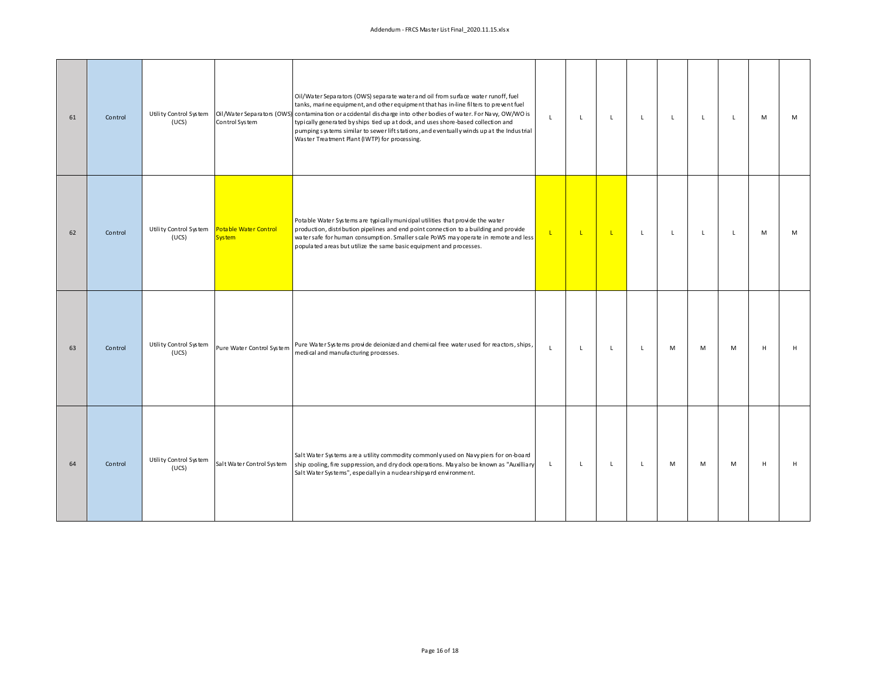| | | | | | | | | | | | | | |
|---|---|---|---|---|---|---|---|---|---|---|---|---|---|
| 61 | Control | Utility Control System (UCS) | Oil/Water Separators (OWS) Control System | Oil/Water Separators (OWS) separate water and oil from surface water runoff, fuel tanks, marine equipment, and other equipment that has in-line filters to prevent fuel contamination or accidental discharge into other bodies of water. For Navy, OW/WO is typically generated by ships tied up at dock, and uses shore-based collection and pumping systems similar to sewer lift stations, and eventually winds up at the Industrial Waster Treatment Plant (IWTP) for processing. | L | L | L | L | L | L | L | M | M |
| 62 | Control | Utility Control System (UCS) | Potable Water Control System | Potable Water Systems are typically municipal utilities that provide the water production, distribution pipelines and end point connection to a building and provide water safe for human consumption. Smaller scale PoWS may operate in remote and less populated areas but utilize the same basic equipment and processes. | L | L | L | L | L | L | L | M | M |
| 63 | Control | Utility Control System (UCS) | Pure Water Control System | Pure Water Systems provide deionized and chemical free water used for reactors, ships, medical and manufacturing processes. | L | L | L | L | M | M | M | H | H |
| 64 | Control | Utility Control System (UCS) | Salt Water Control System | Salt Water Systems are a utility commodity commonly used on Navy piers for on-board ship cooling, fire suppression, and dry dock operations. May also be known as "Auxilliary Salt Water Systems", especially in a nuclear shipyard environment. | L | L | L | L | M | M | M | H | H |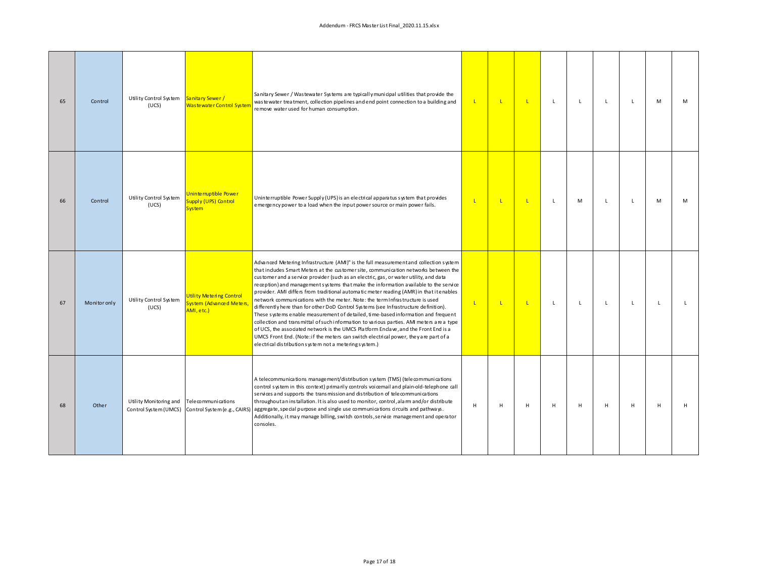| | | | | | | | | | | | | | | |
|---|---|---|---|---|---|---|---|---|---|---|---|---|---|---|
| 65 | Control | Utility Control System (UCS) | Sanitary Sewer / Wastewater Control System | Sanitary Sewer / Wastewater Systems are typically municipal utilities that provide the wastewater treatment, collection pipelines and end point connection to a building and remove water used for human consumption. | L | L | L | L | L | L | L | M | M |
| 66 | Control | Utility Control System (UCS) | Uninterruptible Power Supply (UPS) Control System | Uninterruptible Power Supply (UPS) is an electrical apparatus system that provides emergency power to a load when the input power source or main power fails. | L | L | L | L | M | L | L | M | M |
| 67 | Monitor only | Utility Control System (UCS) | Utility Metering Control System (Advanced Meters, AMI, etc.) | Advanced Metering Infrastructure (AMI)" is the full measurement and collection system that includes Smart Meters at the customer site, communication networks between the customer and a service provider (such as an electric, gas, or water utility, and data reception) and management systems that make the information available to the service provider. AMI differs from traditional automatic meter reading (AMR) in that it enables network communications with the meter. Note: the term Infrastructure is used differently here than for other DoD Control Systems (see Infrastructure definition). These systems enable measurement of detailed, time-based information and frequent collection and transmittal of such information to various parties. AMI meters are a type of UCS, the associated network is the UMCS Platform Enclave, and the Front End is a UMCS Front End. (Note: if the meters can switch electrical power, they are part of a electrical distribution system not a metering system.) | L | L | L | L | L | L | L | L | L |
| 68 | Other | Utility Monitoring and Control System (UMCS) | Telecommunications Control System (e.g., CAIRS) | A telecommunications management/distribution system (TMS) (telecommunications control system in this context) primarily controls voicemail and plain-old-telephone call services and supports the transmission and distribution of telecommunications throughout an installation. It is also used to monitor, control, alarm and/or distribute aggregate, special purpose and single use communications circuits and pathways. Additionally, it may manage billing, switch controls, service management and operator consoles. | H | H | H | H | H | H | H | H | H |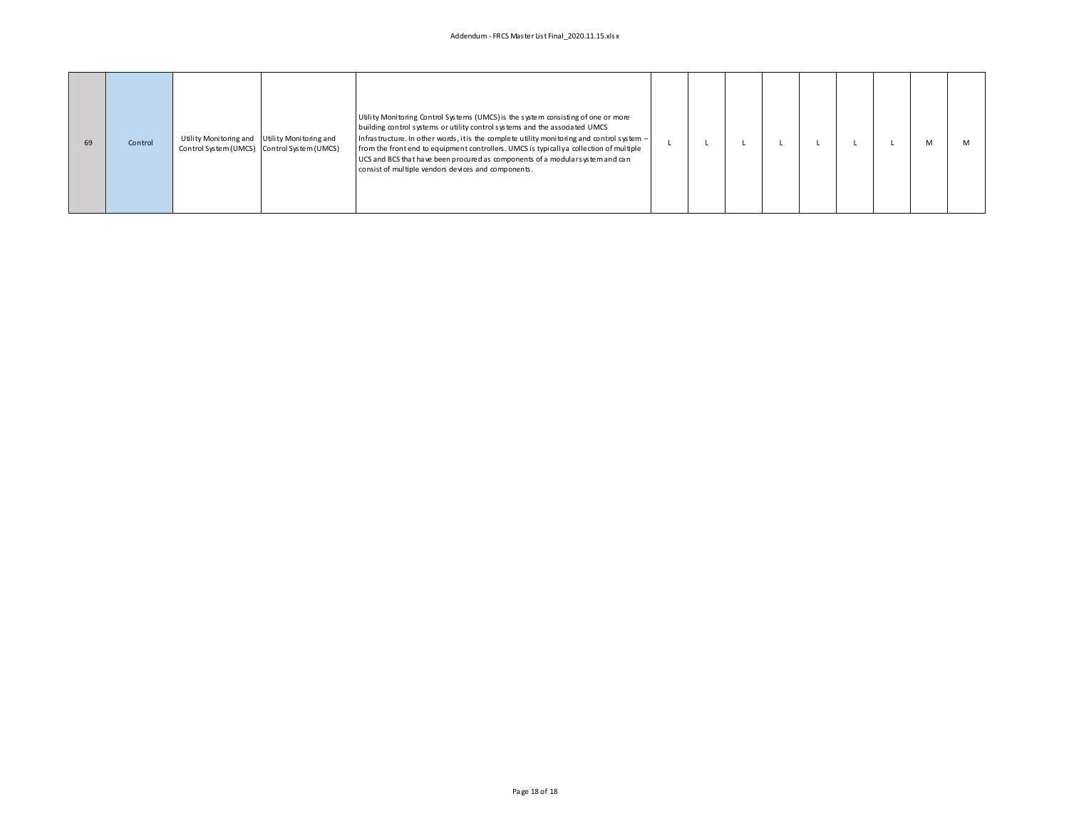| | | | | | | | | | | | | | |
|---|---|---|---|---|---|---|---|---|---|---|---|---|---|
| 69 | Control | Utility Monitoring and Control System (UMCS) | Utility Monitoring and Control System (UMCS) | Utility Monitoring Control Systems (UMCS) is the system consisting of one or more building control systems or utility control systems and the associated UMCS Infrastructure. In other words, it is the complete utility monitoring and control system – from the front end to equipment controllers. UMCS is typically a collection of multiple UCS and BCS that have been procured as components of a modular system and can consist of multiple vendors devices and components. | L | L | L | L | L | L | L | M | M |